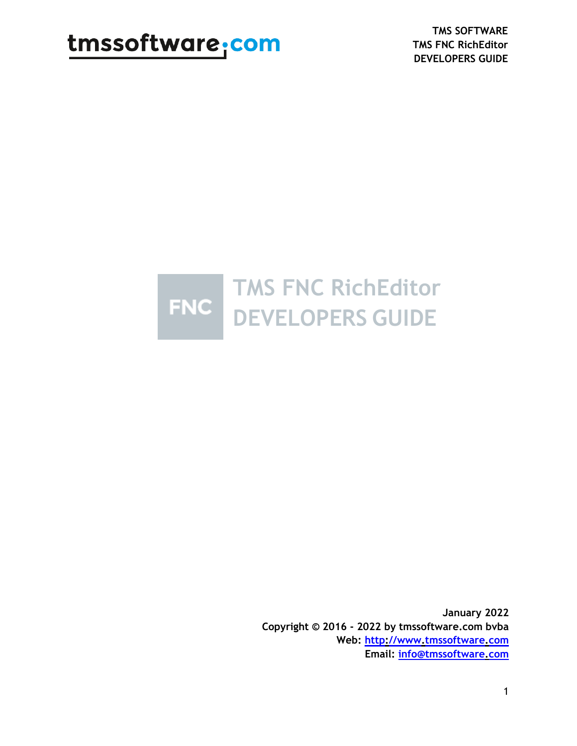TMS SOFTWARE
TMS FNC RichEditor
DEVELOPERS GUIDE

# TMS FNC RichEditor DEVELOPERS GUIDE

January 2022
Copyright © 2016 - 2022 by tmssoftware.com bvba
Web: http://www.tmssoftware.com
Email: info@tmssoftware.com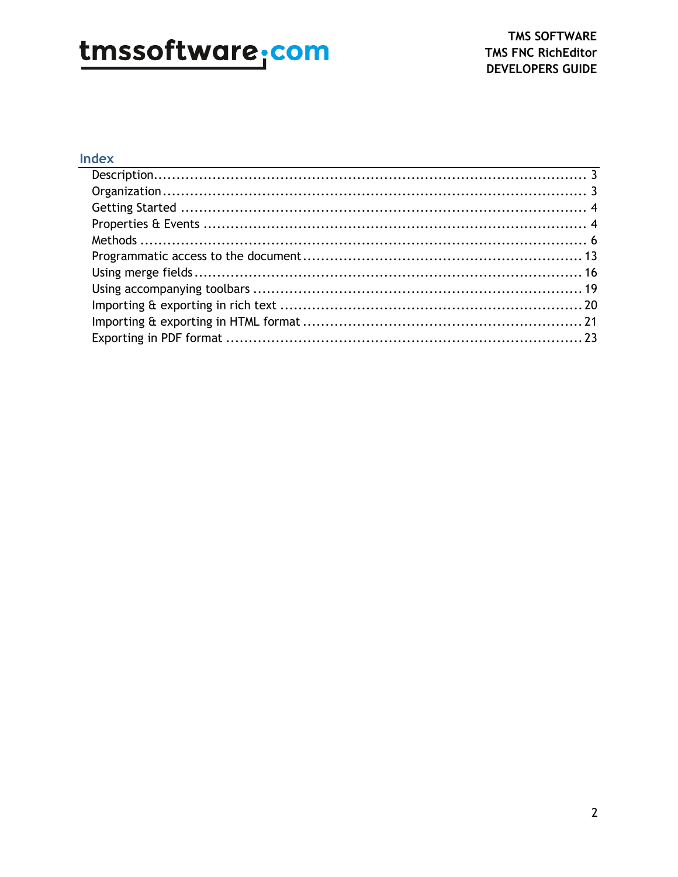## Index

- Description ... 3
- Organization ... 3
- Getting Started ... 4
- Properties & Events ... 4
- Methods ... 6
- Programmatic access to the document ... 13
- Using merge fields ... 16
- Using accompanying toolbars ... 19
- Importing & exporting in rich text ... 20
- Importing & exporting in HTML format ... 21
- Exporting in PDF format ... 23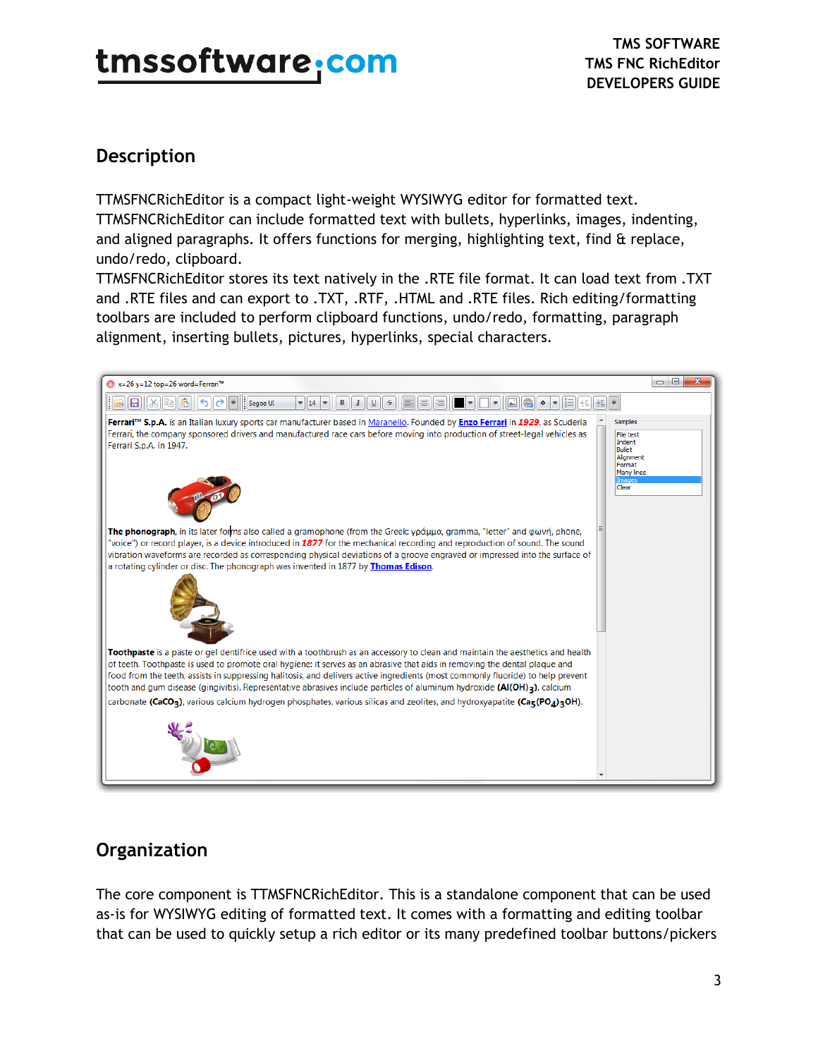## Description

TTMSFNCRichEditor is a compact light-weight WYSIWYG editor for formatted text. TTMSFNCRichEditor can include formatted text with bullets, hyperlinks, images, indenting, and aligned paragraphs. It offers functions for merging, highlighting text, find & replace, undo/redo, clipboard.
TTMSFNCRichEditor stores its text natively in the .RTE file format. It can load text from .TXT and .RTE files and can export to .TXT, .RTF, .HTML and .RTE files. Rich editing/formatting toolbars are included to perform clipboard functions, undo/redo, formatting, paragraph alignment, inserting bullets, pictures, hyperlinks, special characters.

## Organization

The core component is TTMSFNCRichEditor. This is a standalone component that can be used as-is for WYSIWYG editing of formatted text. It comes with a formatting and editing toolbar that can be used to quickly setup a rich editor or its many predefined toolbar buttons/pickers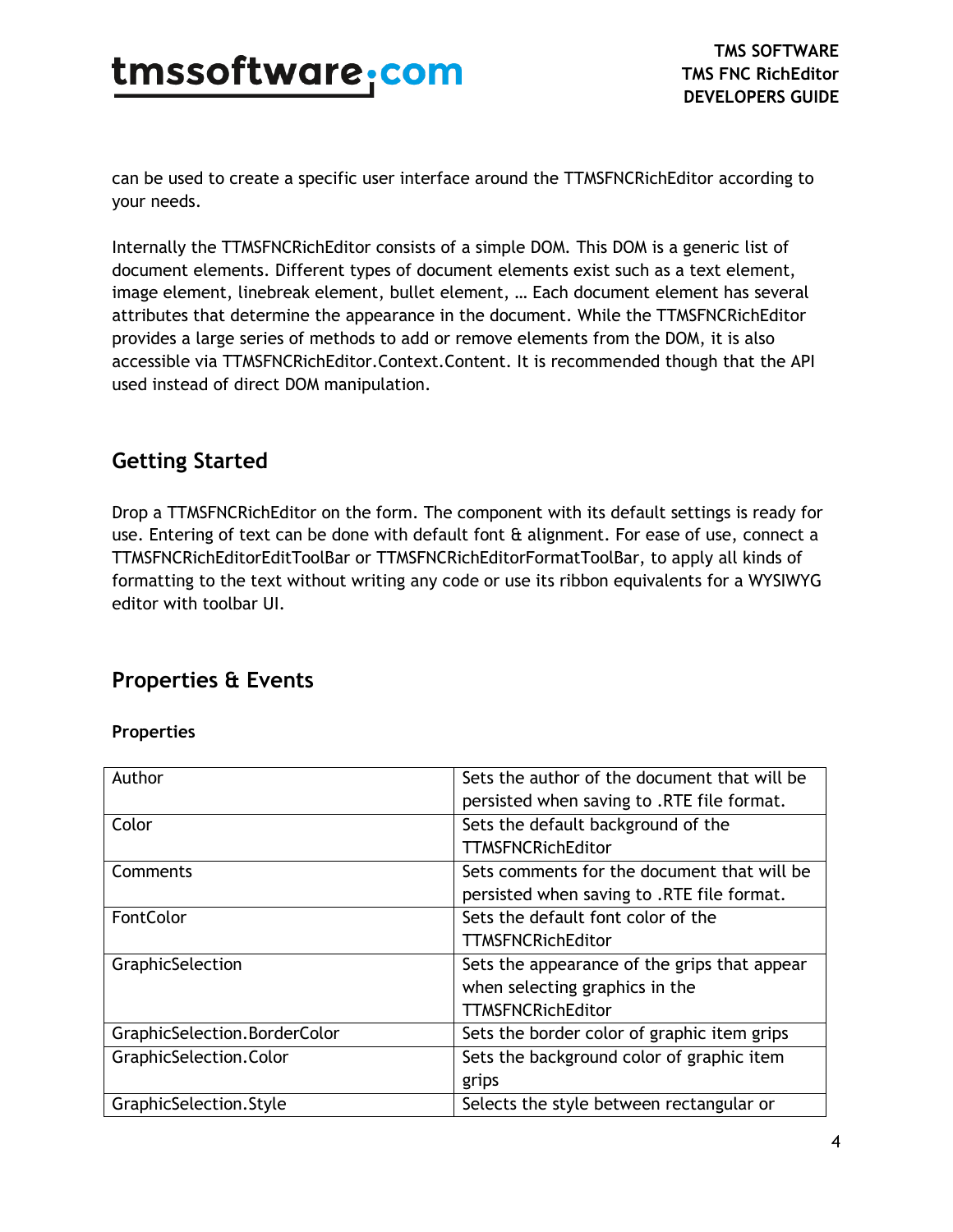can be used to create a specific user interface around the TTMSFNCRichEditor according to your needs.

Internally the TTMSFNCRichEditor consists of a simple DOM. This DOM is a generic list of document elements. Different types of document elements exist such as a text element, image element, linebreak element, bullet element, … Each document element has several attributes that determine the appearance in the document. While the TTMSFNCRichEditor provides a large series of methods to add or remove elements from the DOM, it is also accessible via TTMSFNCRichEditor.Context.Content. It is recommended though that the API used instead of direct DOM manipulation.

## Getting Started

Drop a TTMSFNCRichEditor on the form. The component with its default settings is ready for use. Entering of text can be done with default font & alignment. For ease of use, connect a TTMSFNCRichEditorEditToolBar or TTMSFNCRichEditorFormatToolBar, to apply all kinds of formatting to the text without writing any code or use its ribbon equivalents for a WYSIWYG editor with toolbar UI.

## Properties & Events

### Properties

| | |
|---|---|
| Author | Sets the author of the document that will be persisted when saving to .RTE file format. |
| Color | Sets the default background of the TTMSFNCRichEditor |
| Comments | Sets comments for the document that will be persisted when saving to .RTE file format. |
| FontColor | Sets the default font color of the TTMSFNCRichEditor |
| GraphicSelection | Sets the appearance of the grips that appear when selecting graphics in the TTMSFNCRichEditor |
| GraphicSelection.BorderColor | Sets the border color of graphic item grips |
| GraphicSelection.Color | Sets the background color of graphic item grips |
| GraphicSelection.Style | Selects the style between rectangular or |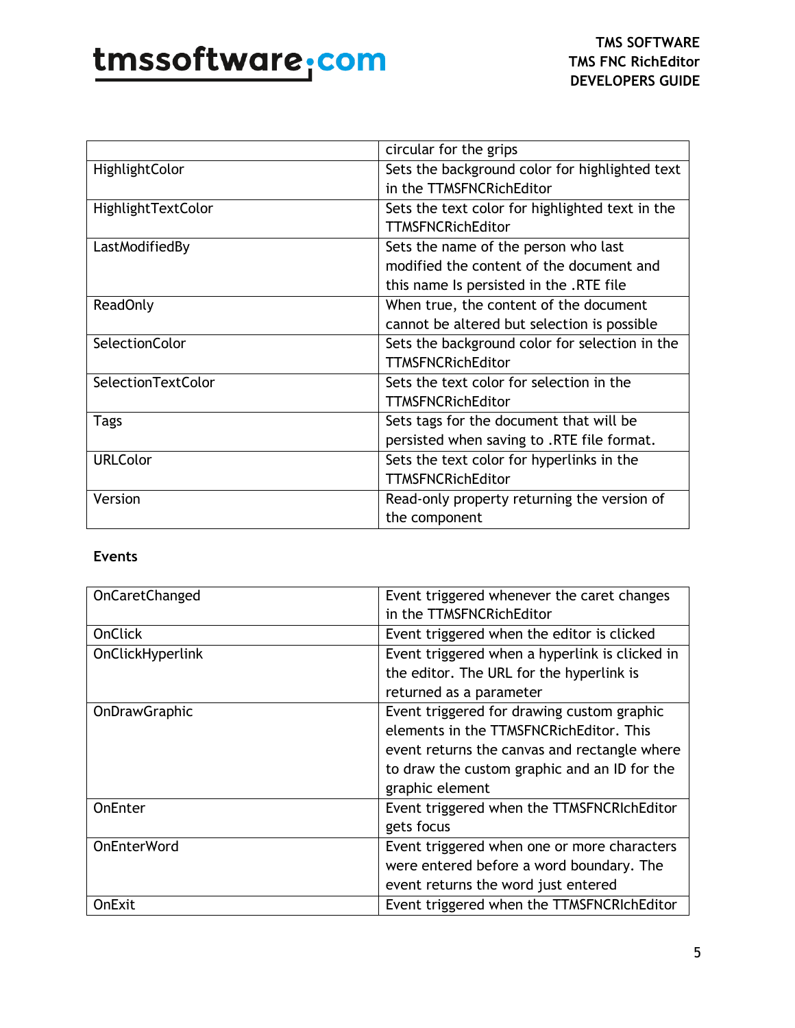|  | circular for the grips |
| --- | --- |
| HighlightColor | Sets the background color for highlighted text in the TTMSFNCRichEditor |
| HighlightTextColor | Sets the text color for highlighted text in the TTMSFNCRichEditor |
| LastModifiedBy | Sets the name of the person who last modified the content of the document and this name Is persisted in the .RTE file |
| ReadOnly | When true, the content of the document cannot be altered but selection is possible |
| SelectionColor | Sets the background color for selection in the TTMSFNCRichEditor |
| SelectionTextColor | Sets the text color for selection in the TTMSFNCRichEditor |
| Tags | Sets tags for the document that will be persisted when saving to .RTE file format. |
| URLColor | Sets the text color for hyperlinks in the TTMSFNCRichEditor |
| Version | Read-only property returning the version of the component |

**Events**

| OnCaretChanged | Event triggered whenever the caret changes in the TTMSFNCRichEditor |
| --- | --- |
| OnClick | Event triggered when the editor is clicked |
| OnClickHyperlink | Event triggered when a hyperlink is clicked in the editor. The URL for the hyperlink is returned as a parameter |
| OnDrawGraphic | Event triggered for drawing custom graphic elements in the TTMSFNCRichEditor. This event returns the canvas and rectangle where to draw the custom graphic and an ID for the graphic element |
| OnEnter | Event triggered when the TTMSFNCRIchEditor gets focus |
| OnEnterWord | Event triggered when one or more characters were entered before a word boundary. The event returns the word just entered |
| OnExit | Event triggered when the TTMSFNCRIchEditor |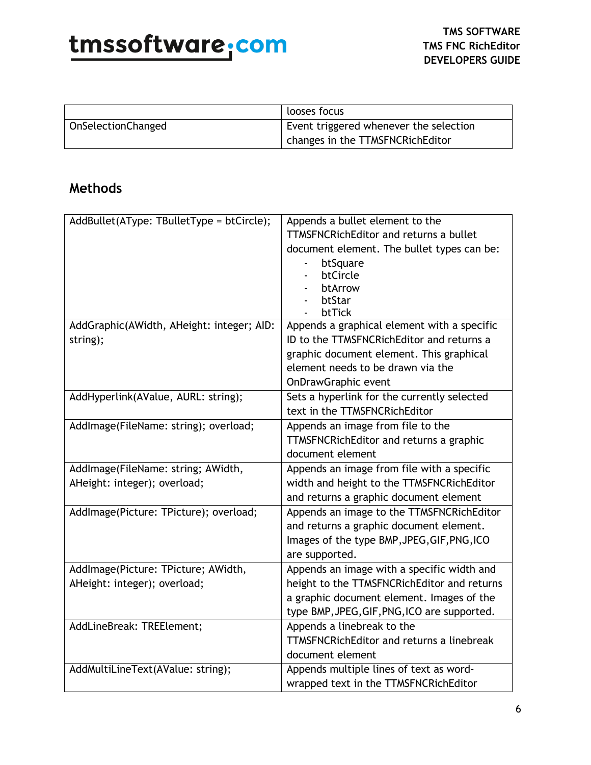| | looses focus |
|---|---|
| OnSelectionChanged | Event triggered whenever the selection changes in the TTMSFNCRichEditor |

## Methods

| | |
|---|---|
| AddBullet(AType: TBulletType = btCircle); | Appends a bullet element to the TTMSFNCRichEditor and returns a bullet document element. The bullet types can be:<br>- btSquare<br>- btCircle<br>- btArrow<br>- btStar<br>- btTick |
| AddGraphic(AWidth, AHeight: integer; AID: string); | Appends a graphical element with a specific ID to the TTMSFNCRichEditor and returns a graphic document element. This graphical element needs to be drawn via the OnDrawGraphic event |
| AddHyperlink(AValue, AURL: string); | Sets a hyperlink for the currently selected text in the TTMSFNCRichEditor |
| AddImage(FileName: string); overload; | Appends an image from file to the TTMSFNCRichEditor and returns a graphic document element |
| AddImage(FileName: string; AWidth, AHeight: integer); overload; | Appends an image from file with a specific width and height to the TTMSFNCRichEditor and returns a graphic document element |
| AddImage(Picture: TPicture); overload; | Appends an image to the TTMSFNCRichEditor and returns a graphic document element. Images of the type BMP,JPEG,GIF,PNG,ICO are supported. |
| AddImage(Picture: TPicture; AWidth, AHeight: integer); overload; | Appends an image with a specific width and height to the TTMSFNCRichEditor and returns a graphic document element. Images of the type BMP,JPEG,GIF,PNG,ICO are supported. |
| AddLineBreak: TREElement; | Appends a linebreak to the TTMSFNCRichEditor and returns a linebreak document element |
| AddMultiLineText(AValue: string); | Appends multiple lines of text as word-wrapped text in the TTMSFNCRichEditor |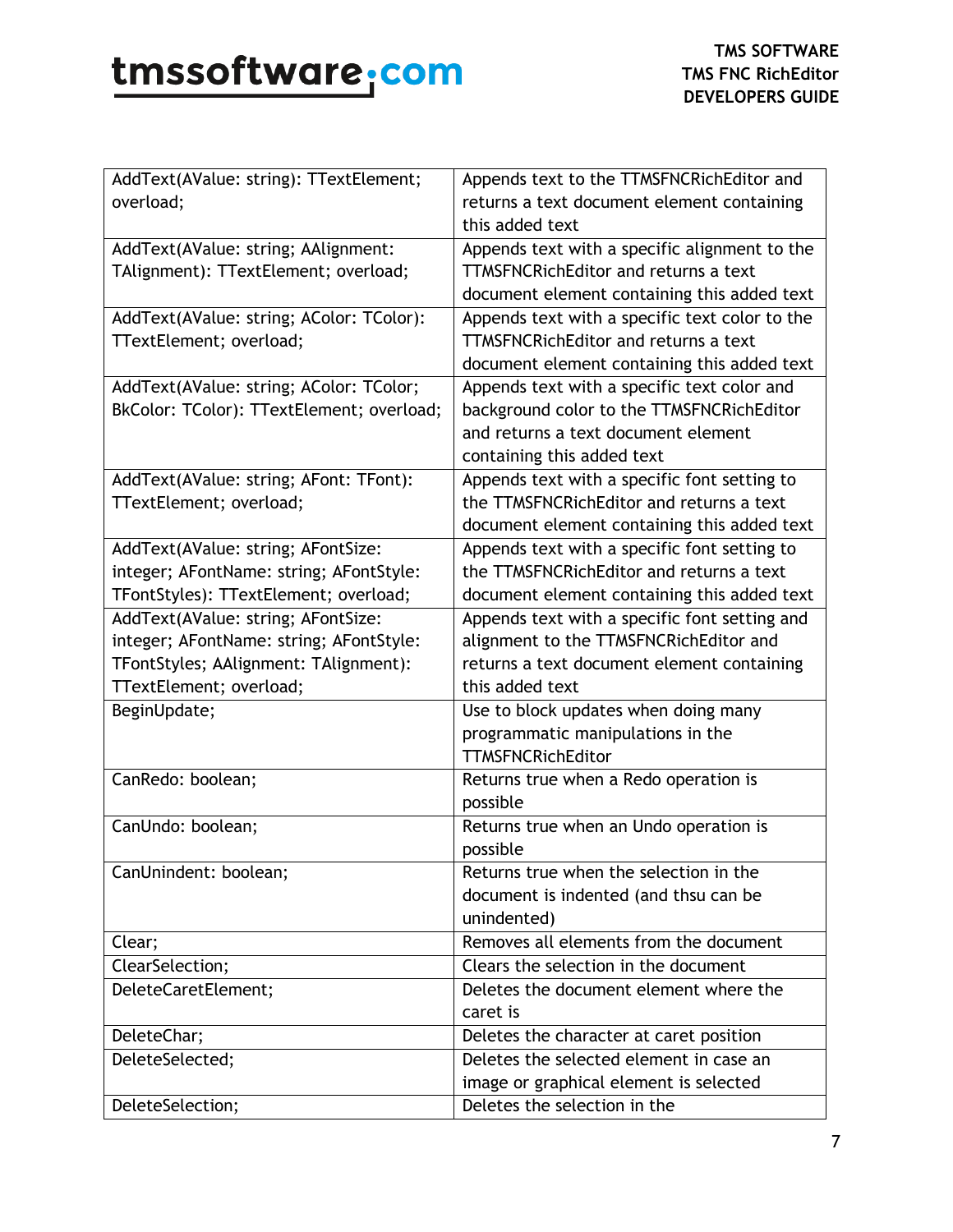| | |
|---|---|
| AddText(AValue: string): TTextElement; overload; | Appends text to the TTMSFNCRichEditor and returns a text document element containing this added text |
| AddText(AValue: string; AAlignment: TAlignment): TTextElement; overload; | Appends text with a specific alignment to the TTMSFNCRichEditor and returns a text document element containing this added text |
| AddText(AValue: string; AColor: TColor): TTextElement; overload; | Appends text with a specific text color to the TTMSFNCRichEditor and returns a text document element containing this added text |
| AddText(AValue: string; AColor: TColor; BkColor: TColor): TTextElement; overload; | Appends text with a specific text color and background color to the TTMSFNCRichEditor and returns a text document element containing this added text |
| AddText(AValue: string; AFont: TFont): TTextElement; overload; | Appends text with a specific font setting to the TTMSFNCRichEditor and returns a text document element containing this added text |
| AddText(AValue: string; AFontSize: integer; AFontName: string; AFontStyle: TFontStyles): TTextElement; overload; | Appends text with a specific font setting to the TTMSFNCRichEditor and returns a text document element containing this added text |
| AddText(AValue: string; AFontSize: integer; AFontName: string; AFontStyle: TFontStyles; AAlignment: TAlignment): TTextElement; overload; | Appends text with a specific font setting and alignment to the TTMSFNCRichEditor and returns a text document element containing this added text |
| BeginUpdate; | Use to block updates when doing many programmatic manipulations in the TTMSFNCRichEditor |
| CanRedo: boolean; | Returns true when a Redo operation is possible |
| CanUndo: boolean; | Returns true when an Undo operation is possible |
| CanUnindent: boolean; | Returns true when the selection in the document is indented (and thsu can be unindented) |
| Clear; | Removes all elements from the document |
| ClearSelection; | Clears the selection in the document |
| DeleteCaretElement; | Deletes the document element where the caret is |
| DeleteChar; | Deletes the character at caret position |
| DeleteSelected; | Deletes the selected element in case an image or graphical element is selected |
| DeleteSelection; | Deletes the selection in the |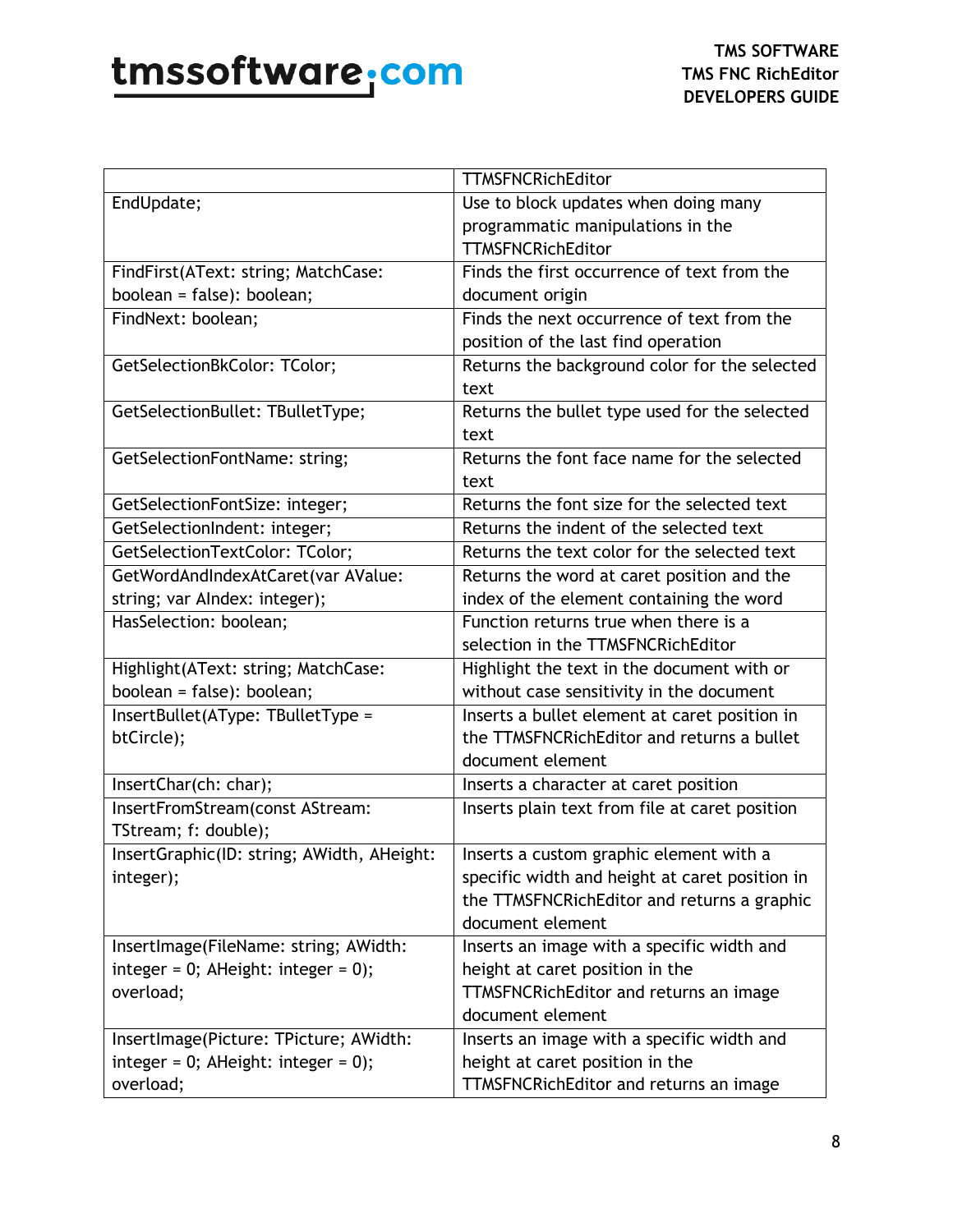| | TTMSFNCRichEditor |
|---|---|
| EndUpdate; | Use to block updates when doing many programmatic manipulations in the TTMSFNCRichEditor |
| FindFirst(AText: string; MatchCase: boolean = false): boolean; | Finds the first occurrence of text from the document origin |
| FindNext: boolean; | Finds the next occurrence of text from the position of the last find operation |
| GetSelectionBkColor: TColor; | Returns the background color for the selected text |
| GetSelectionBullet: TBulletType; | Returns the bullet type used for the selected text |
| GetSelectionFontName: string; | Returns the font face name for the selected text |
| GetSelectionFontSize: integer; | Returns the font size for the selected text |
| GetSelectionIndent: integer; | Returns the indent of the selected text |
| GetSelectionTextColor: TColor; | Returns the text color for the selected text |
| GetWordAndIndexAtCaret(var AValue: string; var AIndex: integer); | Returns the word at caret position and the index of the element containing the word |
| HasSelection: boolean; | Function returns true when there is a selection in the TTMSFNCRichEditor |
| Highlight(AText: string; MatchCase: boolean = false): boolean; | Highlight the text in the document with or without case sensitivity in the document |
| InsertBullet(AType: TBulletType = btCircle); | Inserts a bullet element at caret position in the TTMSFNCRichEditor and returns a bullet document element |
| InsertChar(ch: char); | Inserts a character at caret position |
| InsertFromStream(const AStream: TStream; f: double); | Inserts plain text from file at caret position |
| InsertGraphic(ID: string; AWidth, AHeight: integer); | Inserts a custom graphic element with a specific width and height at caret position in the TTMSFNCRichEditor and returns a graphic document element |
| InsertImage(FileName: string; AWidth: integer = 0; AHeight: integer = 0); overload; | Inserts an image with a specific width and height at caret position in the TTMSFNCRichEditor and returns an image document element |
| InsertImage(Picture: TPicture; AWidth: integer = 0; AHeight: integer = 0); overload; | Inserts an image with a specific width and height at caret position in the TTMSFNCRichEditor and returns an image |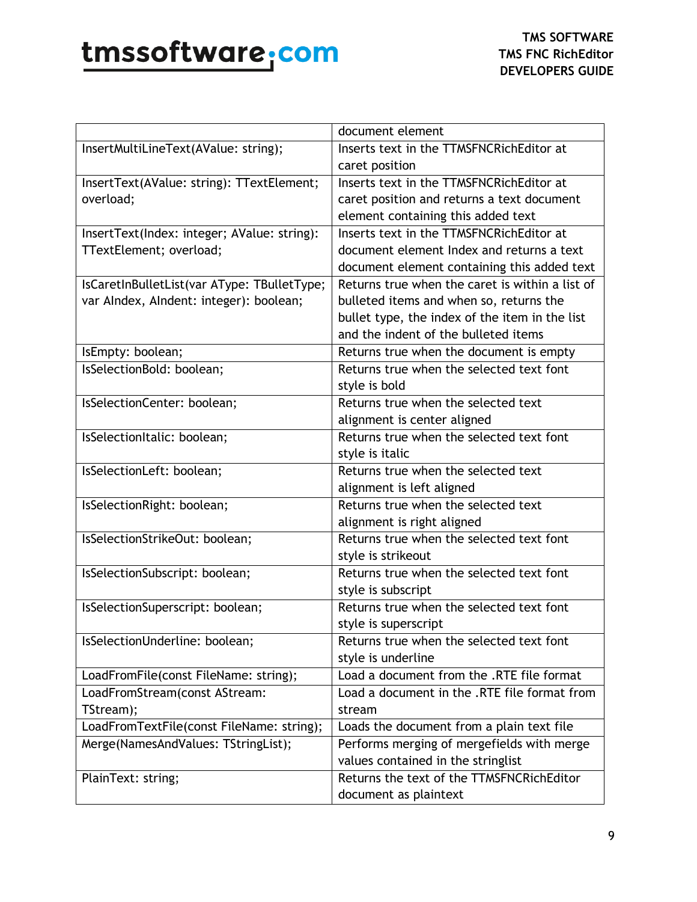|  |  |
|---|---|
|  | document element |
| InsertMultiLineText(AValue: string); | Inserts text in the TTMSFNCRichEditor at caret position |
| InsertText(AValue: string): TTextElement; overload; | Inserts text in the TTMSFNCRichEditor at caret position and returns a text document element containing this added text |
| InsertText(Index: integer; AValue: string): TTextElement; overload; | Inserts text in the TTMSFNCRichEditor at document element Index and returns a text document element containing this added text |
| IsCaretInBulletList(var AType: TBulletType; var AIndex, AIndent: integer): boolean; | Returns true when the caret is within a list of bulleted items and when so, returns the bullet type, the index of the item in the list and the indent of the bulleted items |
| IsEmpty: boolean; | Returns true when the document is empty |
| IsSelectionBold: boolean; | Returns true when the selected text font style is bold |
| IsSelectionCenter: boolean; | Returns true when the selected text alignment is center aligned |
| IsSelectionItalic: boolean; | Returns true when the selected text font style is italic |
| IsSelectionLeft: boolean; | Returns true when the selected text alignment is left aligned |
| IsSelectionRight: boolean; | Returns true when the selected text alignment is right aligned |
| IsSelectionStrikeOut: boolean; | Returns true when the selected text font style is strikeout |
| IsSelectionSubscript: boolean; | Returns true when the selected text font style is subscript |
| IsSelectionSuperscript: boolean; | Returns true when the selected text font style is superscript |
| IsSelectionUnderline: boolean; | Returns true when the selected text font style is underline |
| LoadFromFile(const FileName: string); | Load a document from the .RTE file format |
| LoadFromStream(const AStream: TStream); | Load a document in the .RTE file format from stream |
| LoadFromTextFile(const FileName: string); | Loads the document from a plain text file |
| Merge(NamesAndValues: TStringList); | Performs merging of mergefields with merge values contained in the stringlist |
| PlainText: string; | Returns the text of the TTMSFNCRichEditor document as plaintext |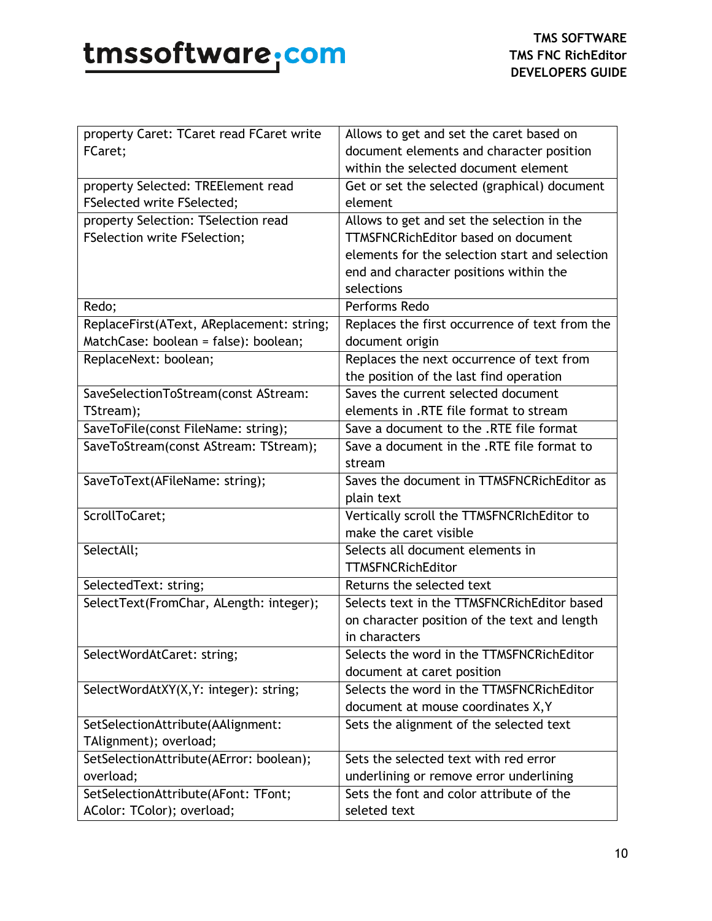| | |
|---|---|
| property Caret: TCaret read FCaret write FCaret; | Allows to get and set the caret based on document elements and character position within the selected document element |
| property Selected: TREElement read FSelected write FSelected; | Get or set the selected (graphical) document element |
| property Selection: TSelection read FSelection write FSelection; | Allows to get and set the selection in the TTMSFNCRichEditor based on document elements for the selection start and selection end and character positions within the selections |
| Redo; | Performs Redo |
| ReplaceFirst(AText, AReplacement: string; MatchCase: boolean = false): boolean; | Replaces the first occurrence of text from the document origin |
| ReplaceNext: boolean; | Replaces the next occurrence of text from the position of the last find operation |
| SaveSelectionToStream(const AStream: TStream); | Saves the current selected document elements in .RTE file format to stream |
| SaveToFile(const FileName: string); | Save a document to the .RTE file format |
| SaveToStream(const AStream: TStream); | Save a document in the .RTE file format to stream |
| SaveToText(AFileName: string); | Saves the document in TTMSFNCRichEditor as plain text |
| ScrollToCaret; | Vertically scroll the TTMSFNCRIchEditor to make the caret visible |
| SelectAll; | Selects all document elements in TTMSFNCRichEditor |
| SelectedText: string; | Returns the selected text |
| SelectText(FromChar, ALength: integer); | Selects text in the TTMSFNCRichEditor based on character position of the text and length in characters |
| SelectWordAtCaret: string; | Selects the word in the TTMSFNCRichEditor document at caret position |
| SelectWordAtXY(X,Y: integer): string; | Selects the word in the TTMSFNCRichEditor document at mouse coordinates X,Y |
| SetSelectionAttribute(AAlignment: TAlignment); overload; | Sets the alignment of the selected text |
| SetSelectionAttribute(AError: boolean); overload; | Sets the selected text with red error underlining or remove error underlining |
| SetSelectionAttribute(AFont: TFont; AColor: TColor); overload; | Sets the font and color attribute of the seleted text |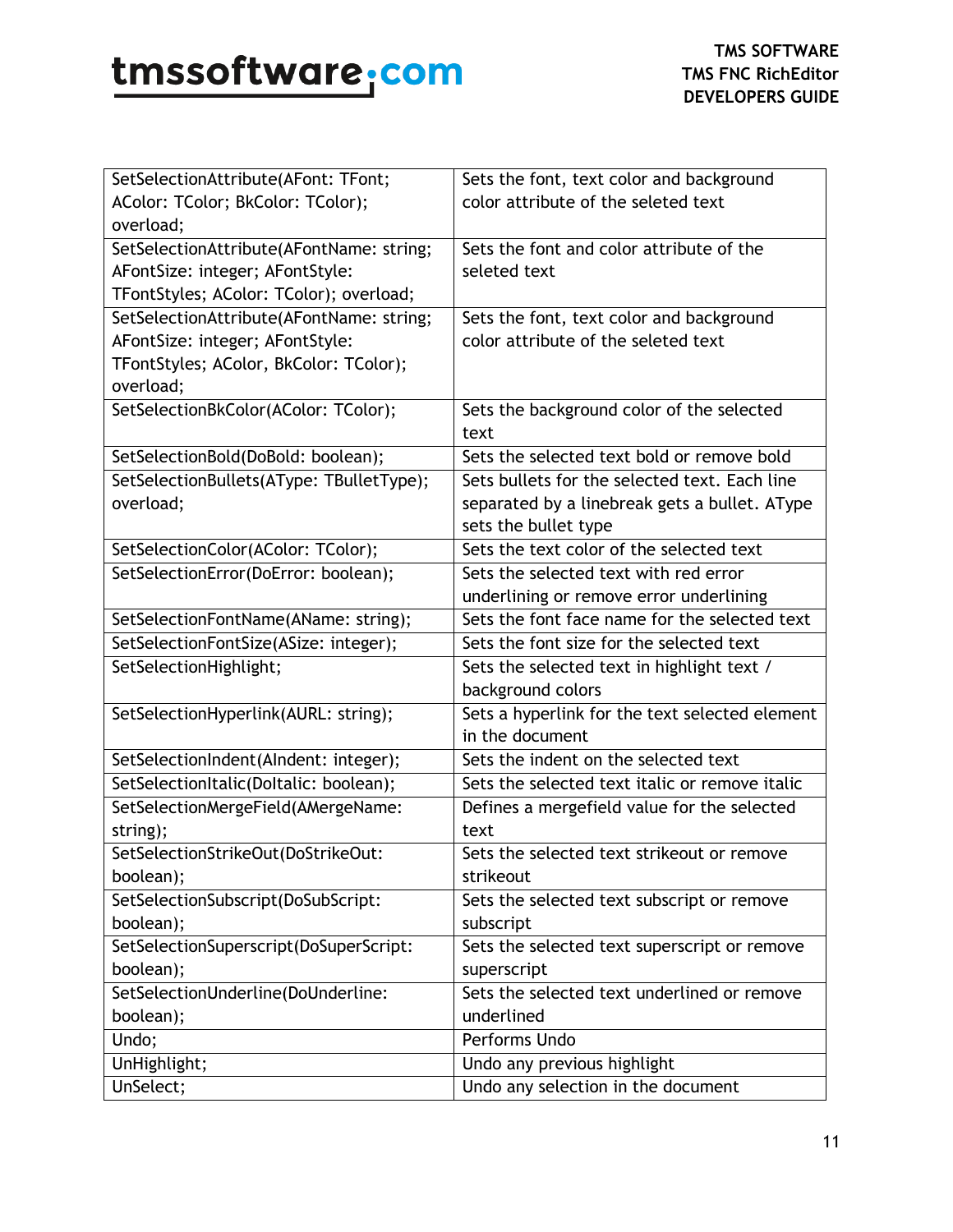| | |
|---|---|
| SetSelectionAttribute(AFont: TFont; AColor: TColor; BkColor: TColor); overload; | Sets the font, text color and background color attribute of the seleted text |
| SetSelectionAttribute(AFontName: string; AFontSize: integer; AFontStyle: TFontStyles; AColor: TColor); overload; | Sets the font and color attribute of the seleted text |
| SetSelectionAttribute(AFontName: string; AFontSize: integer; AFontStyle: TFontStyles; AColor, BkColor: TColor); overload; | Sets the font, text color and background color attribute of the seleted text |
| SetSelectionBkColor(AColor: TColor); | Sets the background color of the selected text |
| SetSelectionBold(DoBold: boolean); | Sets the selected text bold or remove bold |
| SetSelectionBullets(AType: TBulletType); overload; | Sets bullets for the selected text. Each line separated by a linebreak gets a bullet. AType sets the bullet type |
| SetSelectionColor(AColor: TColor); | Sets the text color of the selected text |
| SetSelectionError(DoError: boolean); | Sets the selected text with red error underlining or remove error underlining |
| SetSelectionFontName(AName: string); | Sets the font face name for the selected text |
| SetSelectionFontSize(ASize: integer); | Sets the font size for the selected text |
| SetSelectionHighlight; | Sets the selected text in highlight text / background colors |
| SetSelectionHyperlink(AURL: string); | Sets a hyperlink for the text selected element in the document |
| SetSelectionIndent(AIndent: integer); | Sets the indent on the selected text |
| SetSelectionItalic(DoItalic: boolean); | Sets the selected text italic or remove italic |
| SetSelectionMergeField(AMergeName: string); | Defines a mergefield value for the selected text |
| SetSelectionStrikeOut(DoStrikeOut: boolean); | Sets the selected text strikeout or remove strikeout |
| SetSelectionSubscript(DoSubScript: boolean); | Sets the selected text subscript or remove subscript |
| SetSelectionSuperscript(DoSuperScript: boolean); | Sets the selected text superscript or remove superscript |
| SetSelectionUnderline(DoUnderline: boolean); | Sets the selected text underlined or remove underlined |
| Undo; | Performs Undo |
| UnHighlight; | Undo any previous highlight |
| UnSelect; | Undo any selection in the document |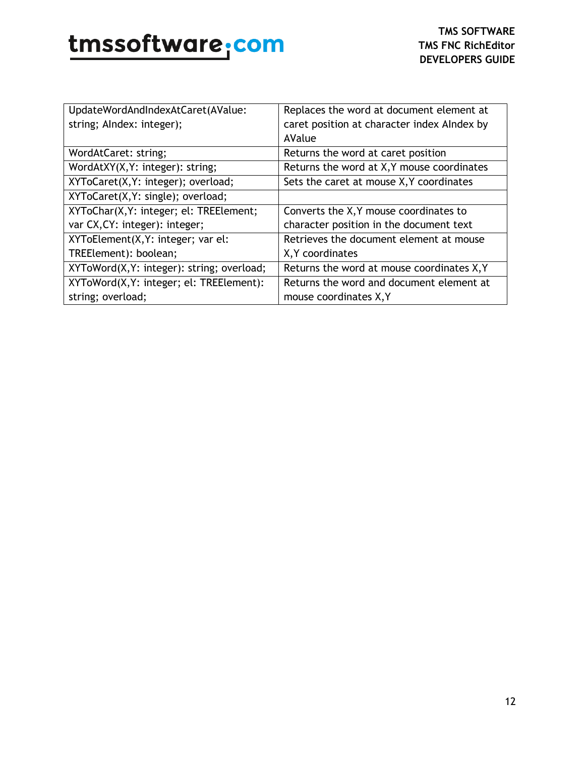| | |
|---|---|
| UpdateWordAndIndexAtCaret(AValue: string; AIndex: integer); | Replaces the word at document element at caret position at character index AIndex by AValue |
| WordAtCaret: string; | Returns the word at caret position |
| WordAtXY(X,Y: integer): string; | Returns the word at X,Y mouse coordinates |
| XYToCaret(X,Y: integer); overload; | Sets the caret at mouse X,Y coordinates |
| XYToCaret(X,Y: single); overload; | |
| XYToChar(X,Y: integer; el: TREElement; var CX,CY: integer): integer; | Converts the X,Y mouse coordinates to character position in the document text |
| XYToElement(X,Y: integer; var el: TREElement): boolean; | Retrieves the document element at mouse X,Y coordinates |
| XYToWord(X,Y: integer): string; overload; | Returns the word at mouse coordinates X,Y |
| XYToWord(X,Y: integer; el: TREElement): string; overload; | Returns the word and document element at mouse coordinates X,Y |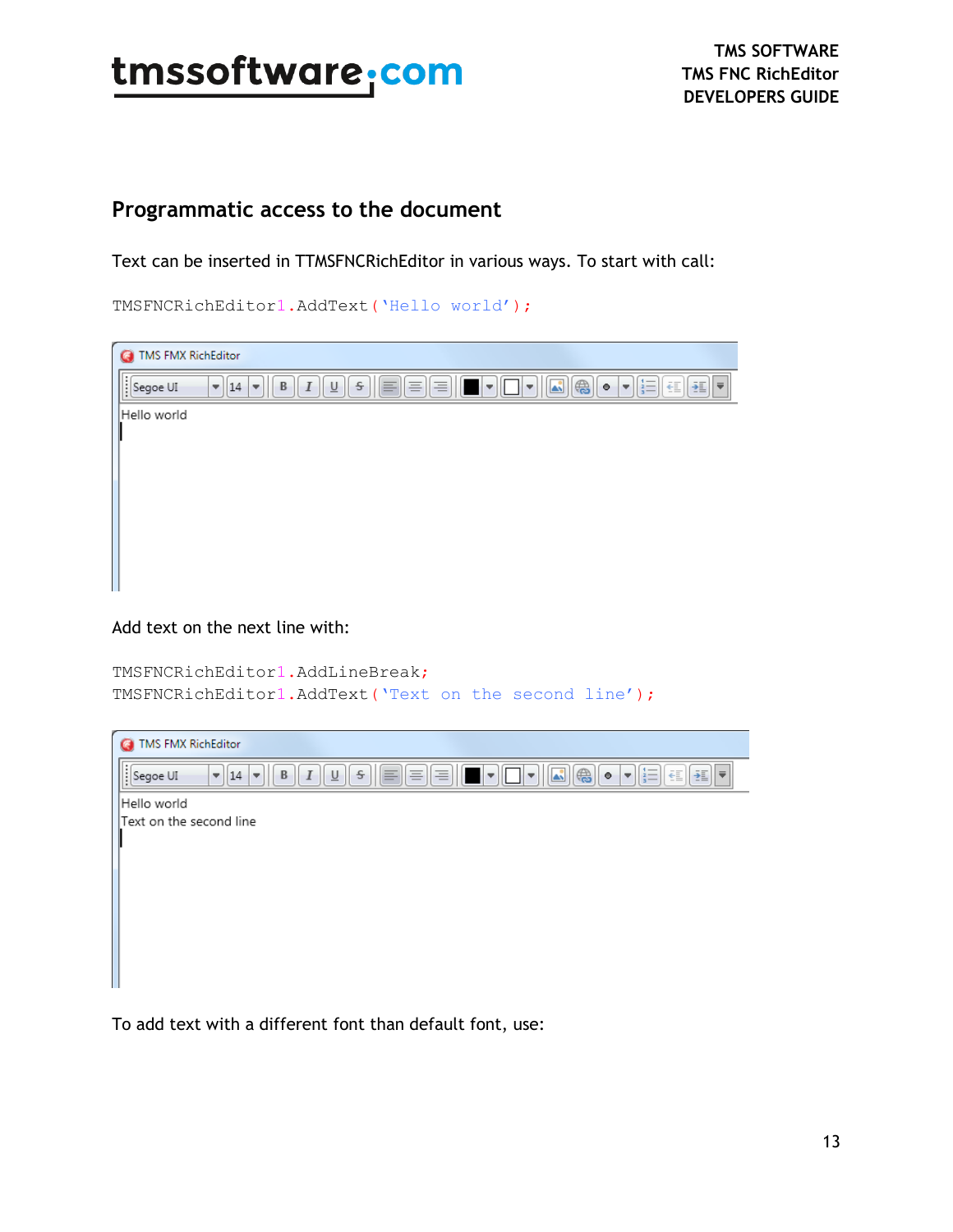## Programmatic access to the document

Text can be inserted in TTMSFNCRichEditor in various ways. To start with call:

```
TMSFNCRichEditor1.AddText('Hello world');
```

Add text on the next line with:

```
TMSFNCRichEditor1.AddLineBreak;
TMSFNCRichEditor1.AddText('Text on the second line');
```

To add text with a different font than default font, use: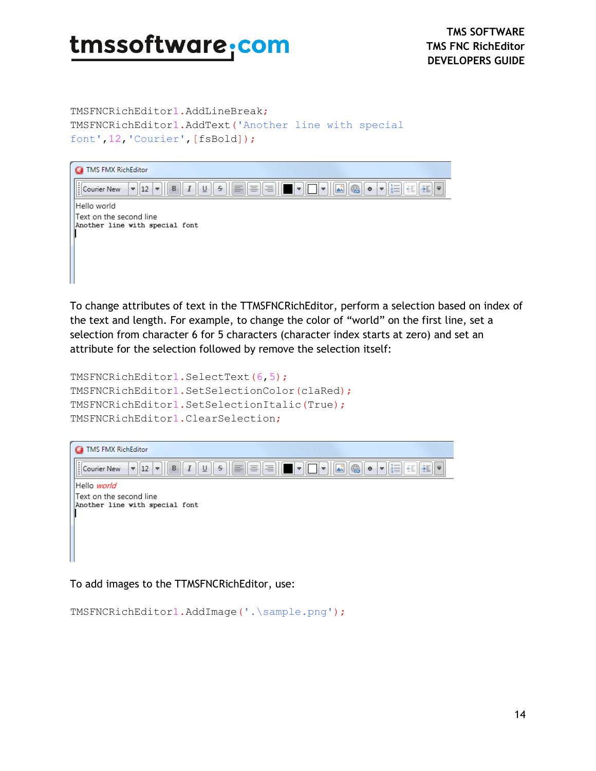```
TMSFNCRichEditor1.AddLineBreak;
TMSFNCRichEditor1.AddText('Another line with special
font',12,'Courier',[fsBold]);
```

To change attributes of text in the TTMSFNCRichEditor, perform a selection based on index of the text and length. For example, to change the color of "world" on the first line, set a selection from character 6 for 5 characters (character index starts at zero) and set an attribute for the selection followed by remove the selection itself:

```
TMSFNCRichEditor1.SelectText(6,5);
TMSFNCRichEditor1.SetSelectionColor(claRed);
TMSFNCRichEditor1.SetSelectionItalic(True);
TMSFNCRichEditor1.ClearSelection;
```

To add images to the TTMSFNCRichEditor, use:

```
TMSFNCRichEditor1.AddImage('.\sample.png');
```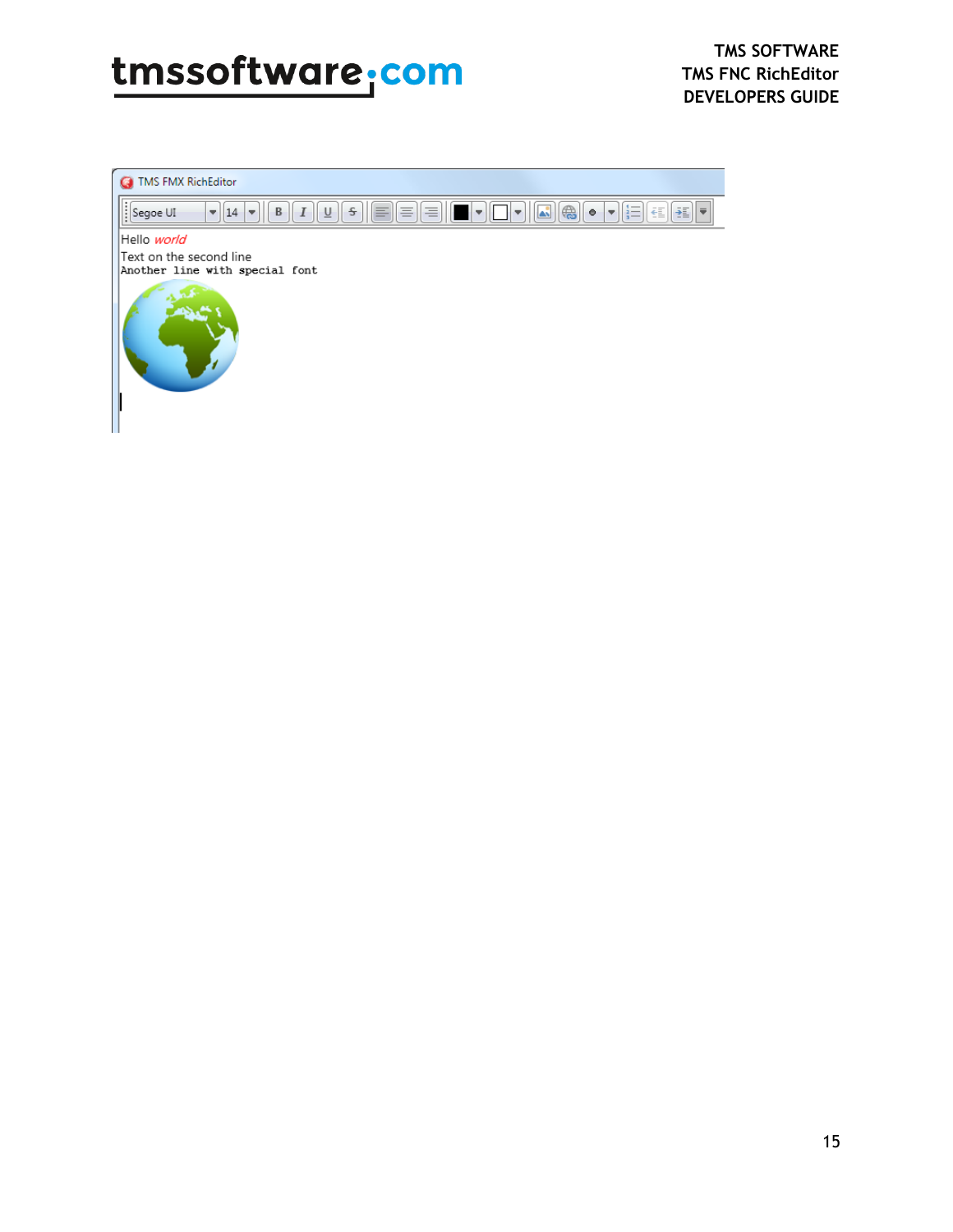TMS FMX RichEditor

Hello *world*

Text on the second line

Another line with special font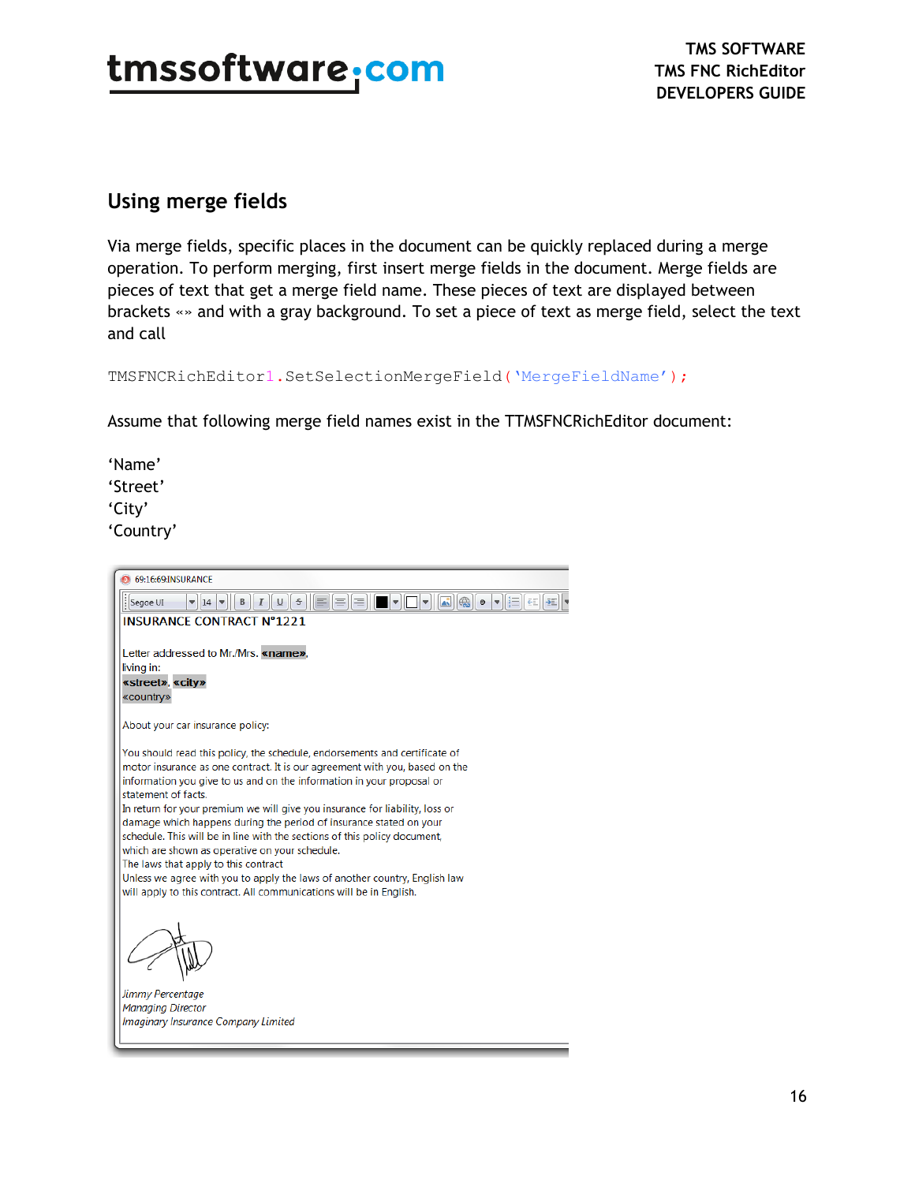## Using merge fields

Via merge fields, specific places in the document can be quickly replaced during a merge operation. To perform merging, first insert merge fields in the document. Merge fields are pieces of text that get a merge field name. These pieces of text are displayed between brackets «» and with a gray background. To set a piece of text as merge field, select the text and call

```
TMSFNCRichEditor1.SetSelectionMergeField('MergeFieldName');
```

Assume that following merge field names exist in the TTMSFNCRichEditor document:

'Name'
'Street'
'City'
'Country'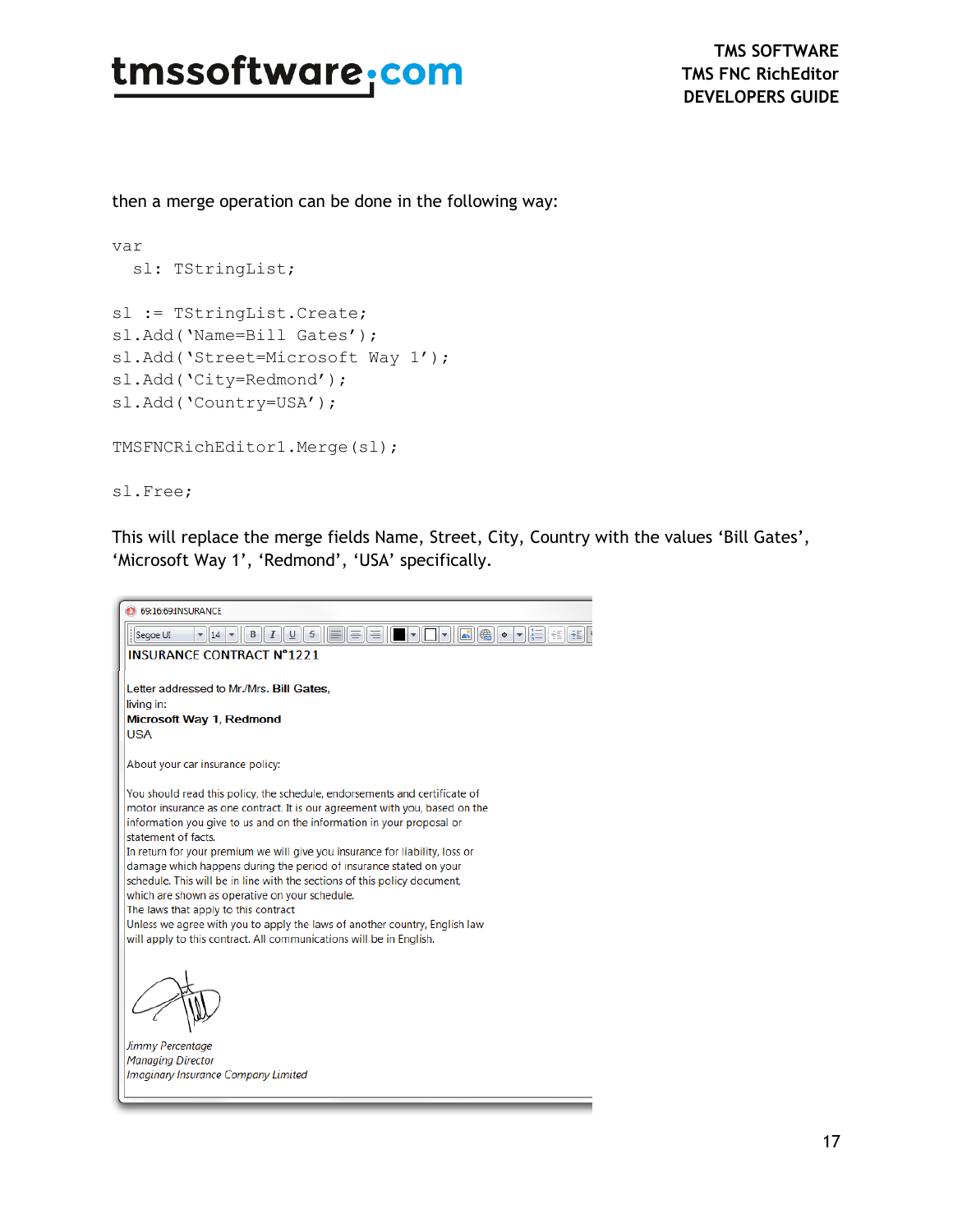then a merge operation can be done in the following way:

```
var
  sl: TStringList;

sl := TStringList.Create;
sl.Add('Name=Bill Gates');
sl.Add('Street=Microsoft Way 1');
sl.Add('City=Redmond');
sl.Add('Country=USA');

TMSFNCRichEditor1.Merge(sl);

sl.Free;
```

This will replace the merge fields Name, Street, City, Country with the values 'Bill Gates', 'Microsoft Way 1', 'Redmond', 'USA' specifically.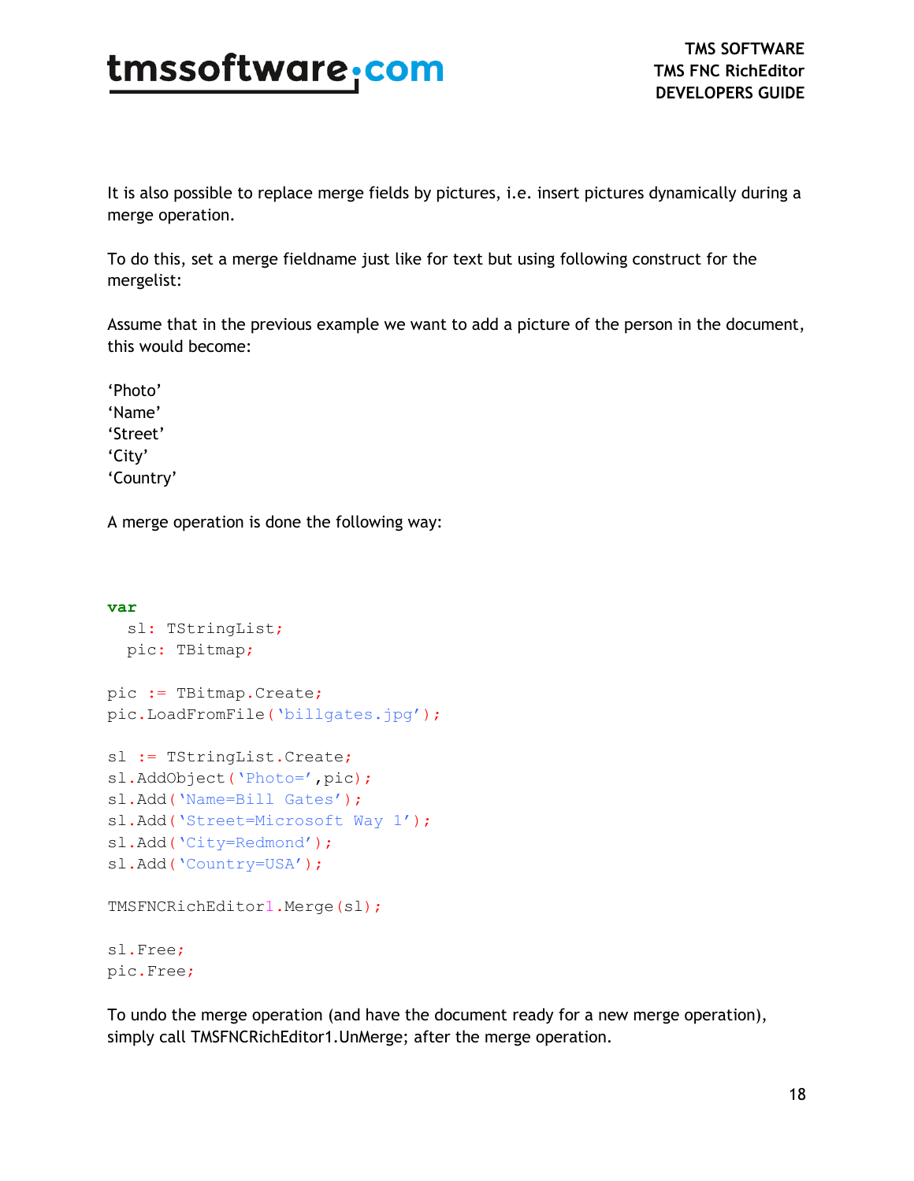It is also possible to replace merge fields by pictures, i.e. insert pictures dynamically during a merge operation.

To do this, set a merge fieldname just like for text but using following construct for the mergelist:

Assume that in the previous example we want to add a picture of the person in the document, this would become:

'Photo'
'Name'
'Street'
'City'
'Country'

A merge operation is done the following way:

```
var
  sl: TStringList;
  pic: TBitmap;

pic := TBitmap.Create;
pic.LoadFromFile('billgates.jpg');

sl := TStringList.Create;
sl.AddObject('Photo=',pic);
sl.Add('Name=Bill Gates');
sl.Add('Street=Microsoft Way 1');
sl.Add('City=Redmond');
sl.Add('Country=USA');

TMSFNCRichEditor1.Merge(sl);

sl.Free;
pic.Free;
```

To undo the merge operation (and have the document ready for a new merge operation), simply call TMSFNCRichEditor1.UnMerge; after the merge operation.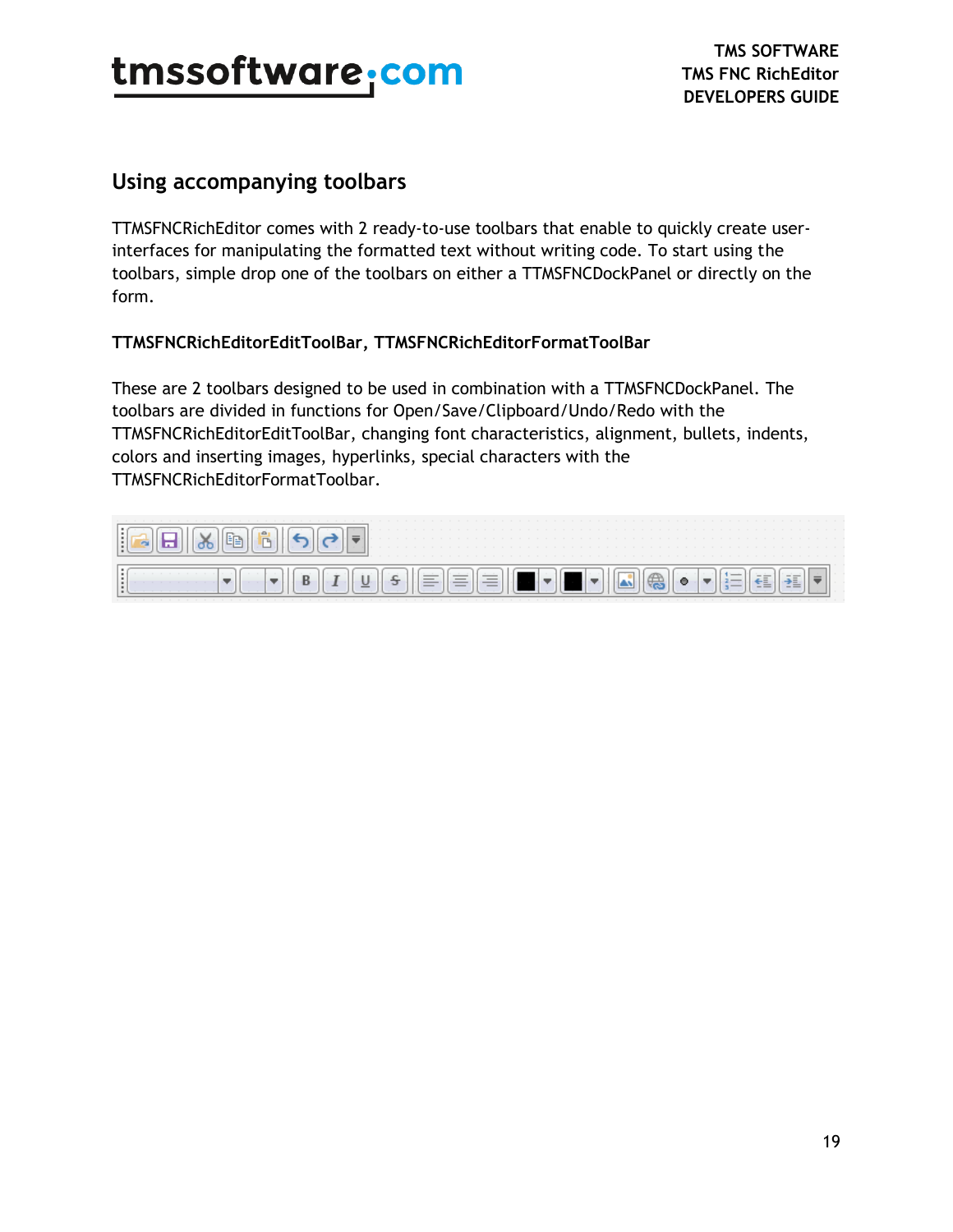## Using accompanying toolbars

TTMSFNCRichEditor comes with 2 ready-to-use toolbars that enable to quickly create user-interfaces for manipulating the formatted text without writing code. To start using the toolbars, simple drop one of the toolbars on either a TTMSFNCDockPanel or directly on the form.

**TTMSFNCRichEditorEditToolBar, TTMSFNCRichEditorFormatToolBar**

These are 2 toolbars designed to be used in combination with a TTMSFNCDockPanel. The toolbars are divided in functions for Open/Save/Clipboard/Undo/Redo with the TTMSFNCRichEditorEditToolBar, changing font characteristics, alignment, bullets, indents, colors and inserting images, hyperlinks, special characters with the TTMSFNCRichEditorFormatToolbar.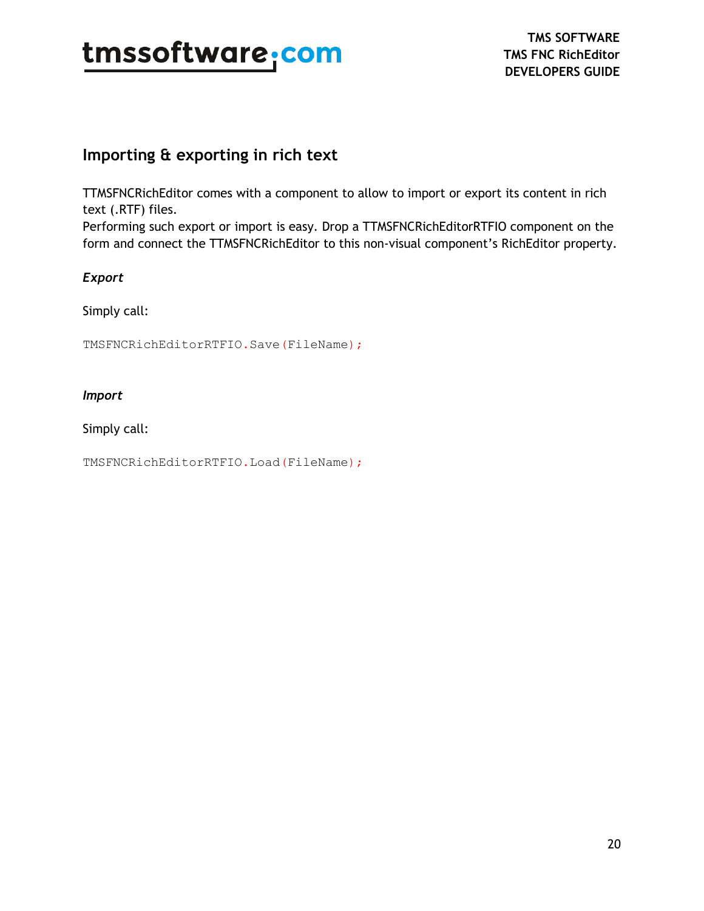## Importing & exporting in rich text

TTMSFNCRichEditor comes with a component to allow to import or export its content in rich text (.RTF) files.
Performing such export or import is easy. Drop a TTMSFNCRichEditorRTFIO component on the form and connect the TTMSFNCRichEditor to this non-visual component's RichEditor property.

***Export***

Simply call:

```
TMSFNCRichEditorRTFIO.Save(FileName);
```

***Import***

Simply call:

```
TMSFNCRichEditorRTFIO.Load(FileName);
```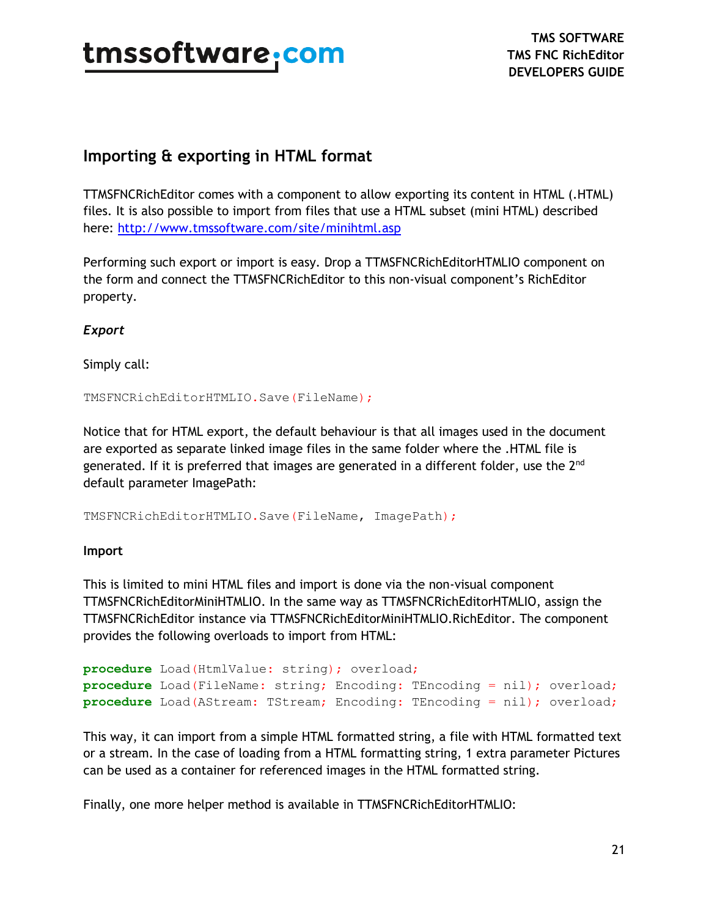## Importing & exporting in HTML format

TTMSFNCRichEditor comes with a component to allow exporting its content in HTML (.HTML) files. It is also possible to import from files that use a HTML subset (mini HTML) described here: [http://www.tmssoftware.com/site/minihtml.asp](http://www.tmssoftware.com/site/minihtml.asp)

Performing such export or import is easy. Drop a TTMSFNCRichEditorHTMLIO component on the form and connect the TTMSFNCRichEditor to this non-visual component's RichEditor property.

***Export***

Simply call:

```
TMSFNCRichEditorHTMLIO.Save(FileName);
```

Notice that for HTML export, the default behaviour is that all images used in the document are exported as separate linked image files in the same folder where the .HTML file is generated. If it is preferred that images are generated in a different folder, use the 2nd default parameter ImagePath:

```
TMSFNCRichEditorHTMLIO.Save(FileName, ImagePath);
```

**Import**

This is limited to mini HTML files and import is done via the non-visual component TTMSFNCRichEditorMiniHTMLIO. In the same way as TTMSFNCRichEditorHTMLIO, assign the TTMSFNCRichEditor instance via TTMSFNCRichEditorMiniHTMLIO.RichEditor. The component provides the following overloads to import from HTML:

```
procedure Load(HtmlValue: string); overload;
procedure Load(FileName: string; Encoding: TEncoding = nil); overload;
procedure Load(AStream: TStream; Encoding: TEncoding = nil); overload;
```

This way, it can import from a simple HTML formatted string, a file with HTML formatted text or a stream. In the case of loading from a HTML formatting string, 1 extra parameter Pictures can be used as a container for referenced images in the HTML formatted string.

Finally, one more helper method is available in TTMSFNCRichEditorHTMLIO: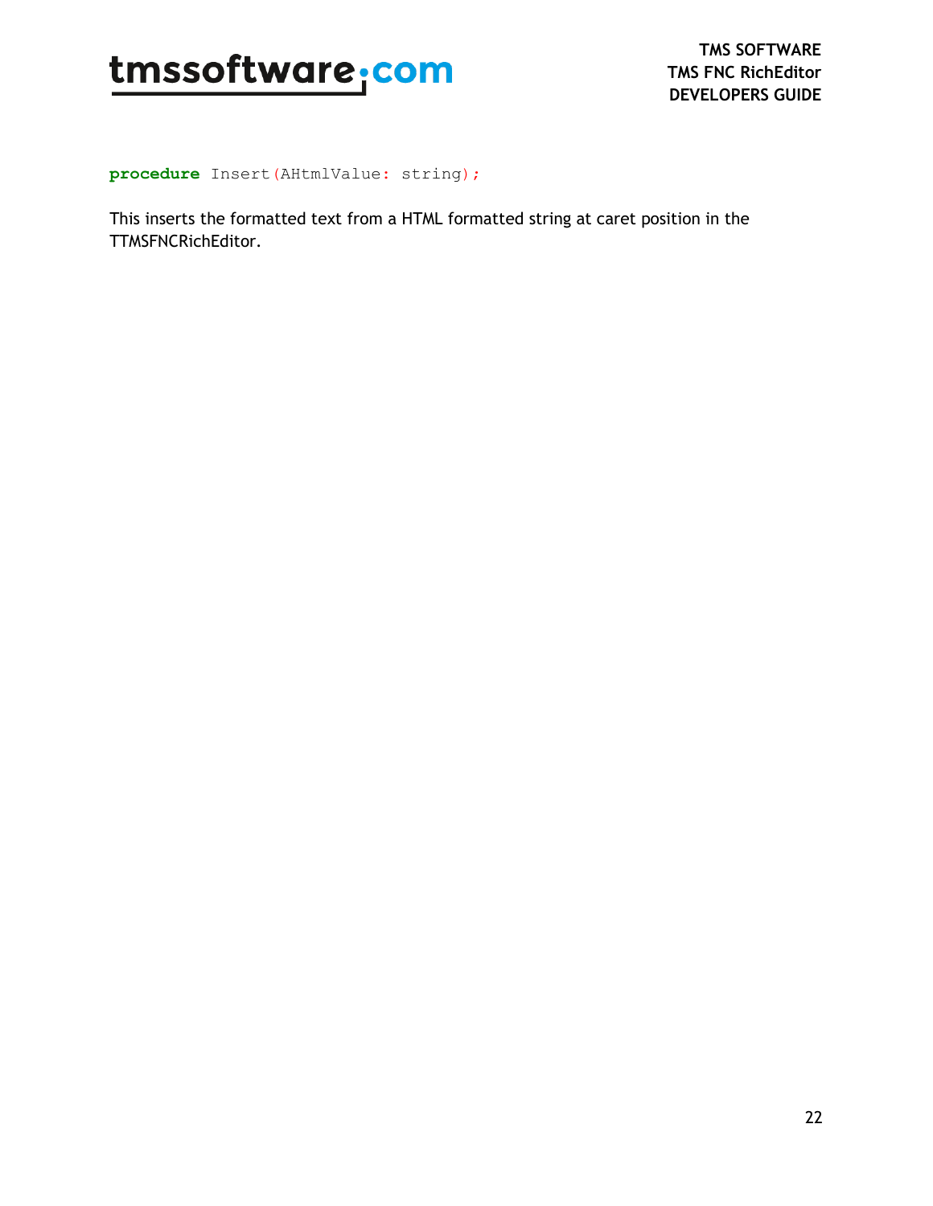```
procedure Insert(AHtmlValue: string);
```

This inserts the formatted text from a HTML formatted string at caret position in the TTMSFNCRichEditor.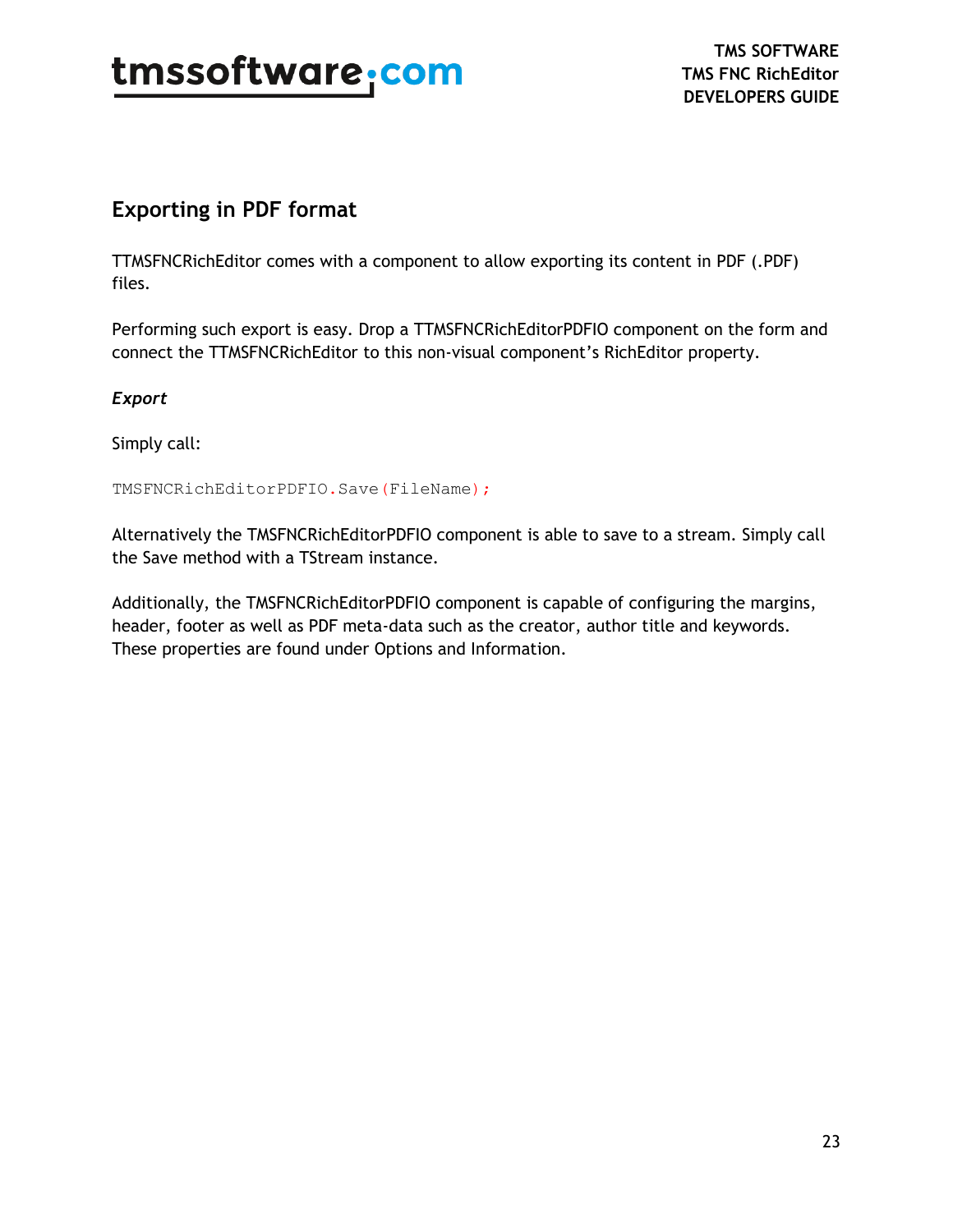## Exporting in PDF format

TTMSFNCRichEditor comes with a component to allow exporting its content in PDF (.PDF) files.

Performing such export is easy. Drop a TTMSFNCRichEditorPDFIO component on the form and connect the TTMSFNCRichEditor to this non-visual component's RichEditor property.

***Export***

Simply call:

```
TMSFNCRichEditorPDFIO.Save(FileName);
```

Alternatively the TMSFNCRichEditorPDFIO component is able to save to a stream. Simply call the Save method with a TStream instance.

Additionally, the TMSFNCRichEditorPDFIO component is capable of configuring the margins, header, footer as well as PDF meta-data such as the creator, author title and keywords. These properties are found under Options and Information.